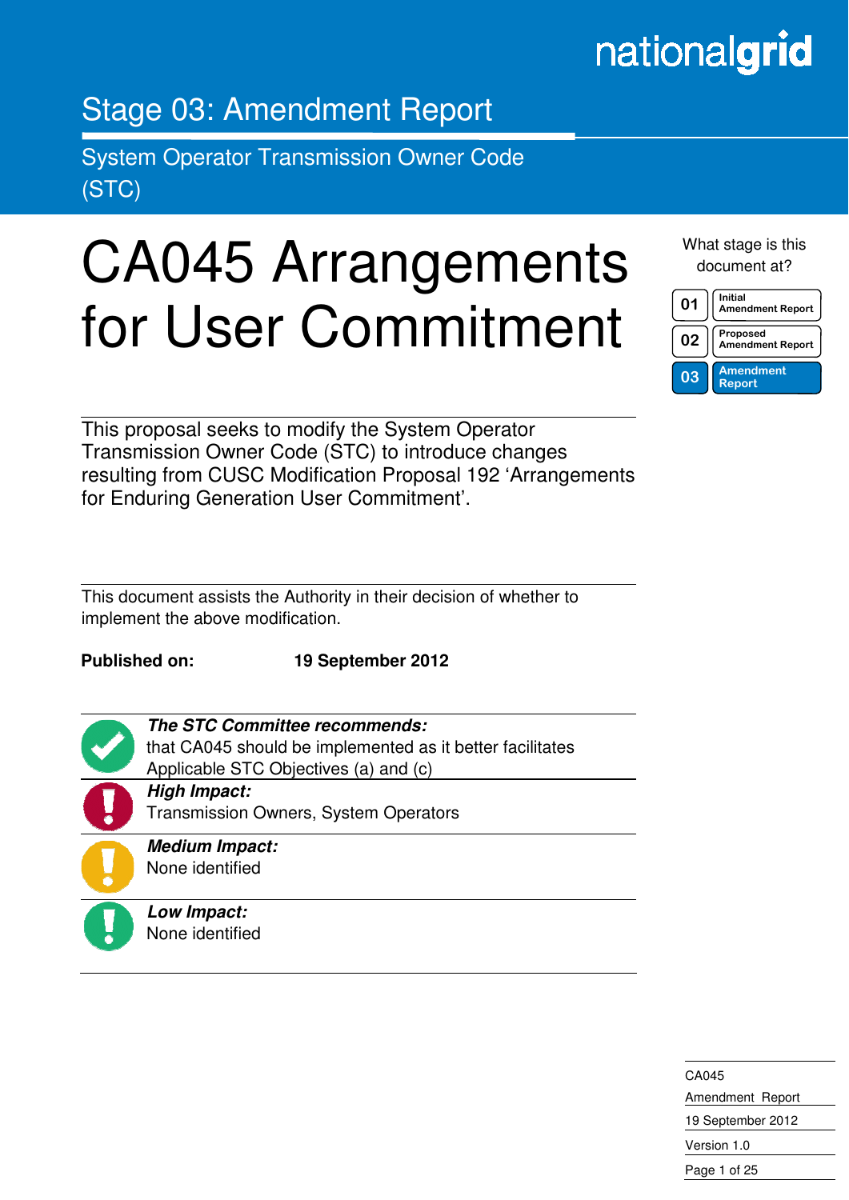nationalgrid

# Stage 03: Amendment Report

## System Operator Transmission Owner Code (STC)

# CA045 Arrangements for User Commitment

What stage is this document at?

| | |
|---|---|
| 01 | Initial Amendment Report |
| 02 | Proposed Amendment Report |
| **03** | **Amendment Report** |

This proposal seeks to modify the System Operator Transmission Owner Code (STC) to introduce changes resulting from CUSC Modification Proposal 192 ‘Arrangements for Enduring Generation User Commitment’.

This document assists the Authority in their decision of whether to implement the above modification.

**Published on:** **19 September 2012**

***The STC Committee recommends:***
that CA045 should be implemented as it better facilitates Applicable STC Objectives (a) and (c)

***High Impact:***
Transmission Owners, System Operators

***Medium Impact:***
None identified

***Low Impact:***
None identified

CA045
Amendment Report
19 September 2012
Version 1.0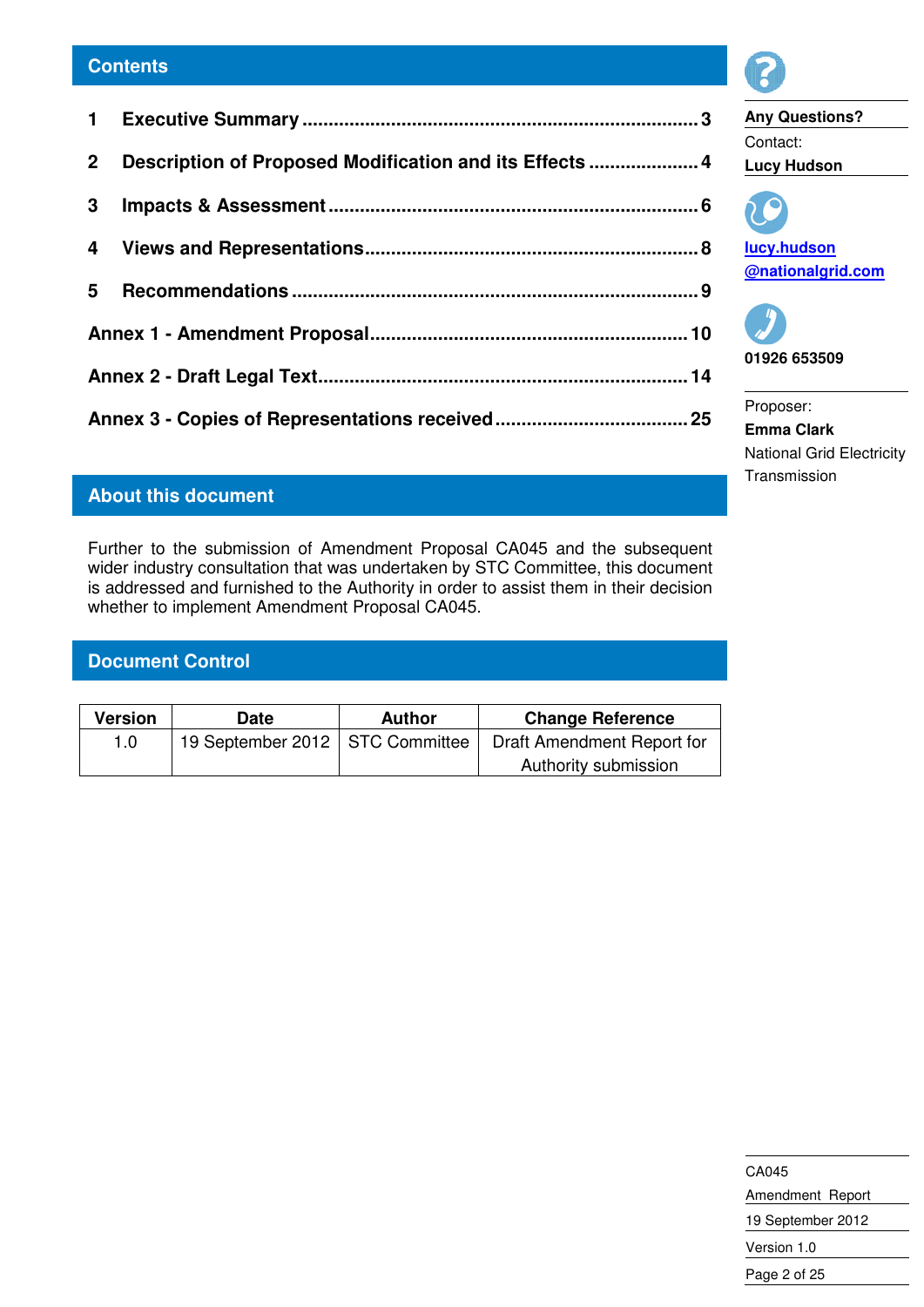## Contents

1 **Executive Summary** ........................................................................ 3

2 **Description of Proposed Modification and its Effects** ..................... 4

3 **Impacts & Assessment** ..................................................................... 6

4 **Views and Representations** .............................................................. 8

5 **Recommendations** ............................................................................ 9

**Annex 1 - Amendment Proposal** ........................................................ 10

**Annex 2 - Draft Legal Text** ................................................................. 14

**Annex 3 - Copies of Representations received** .................................. 25

**Any Questions?**

Contact:

**Lucy Hudson**

**lucy.hudson@nationalgrid.com**

**01926 653509**

Proposer:

**Emma Clark**

National Grid Electricity Transmission

## About this document

Further to the submission of Amendment Proposal CA045 and the subsequent wider industry consultation that was undertaken by STC Committee, this document is addressed and furnished to the Authority in order to assist them in their decision whether to implement Amendment Proposal CA045.

## Document Control

| Version | Date | Author | Change Reference |
|---|---|---|---|
| 1.0 | 19 September 2012 | STC Committee | Draft Amendment Report for Authority submission |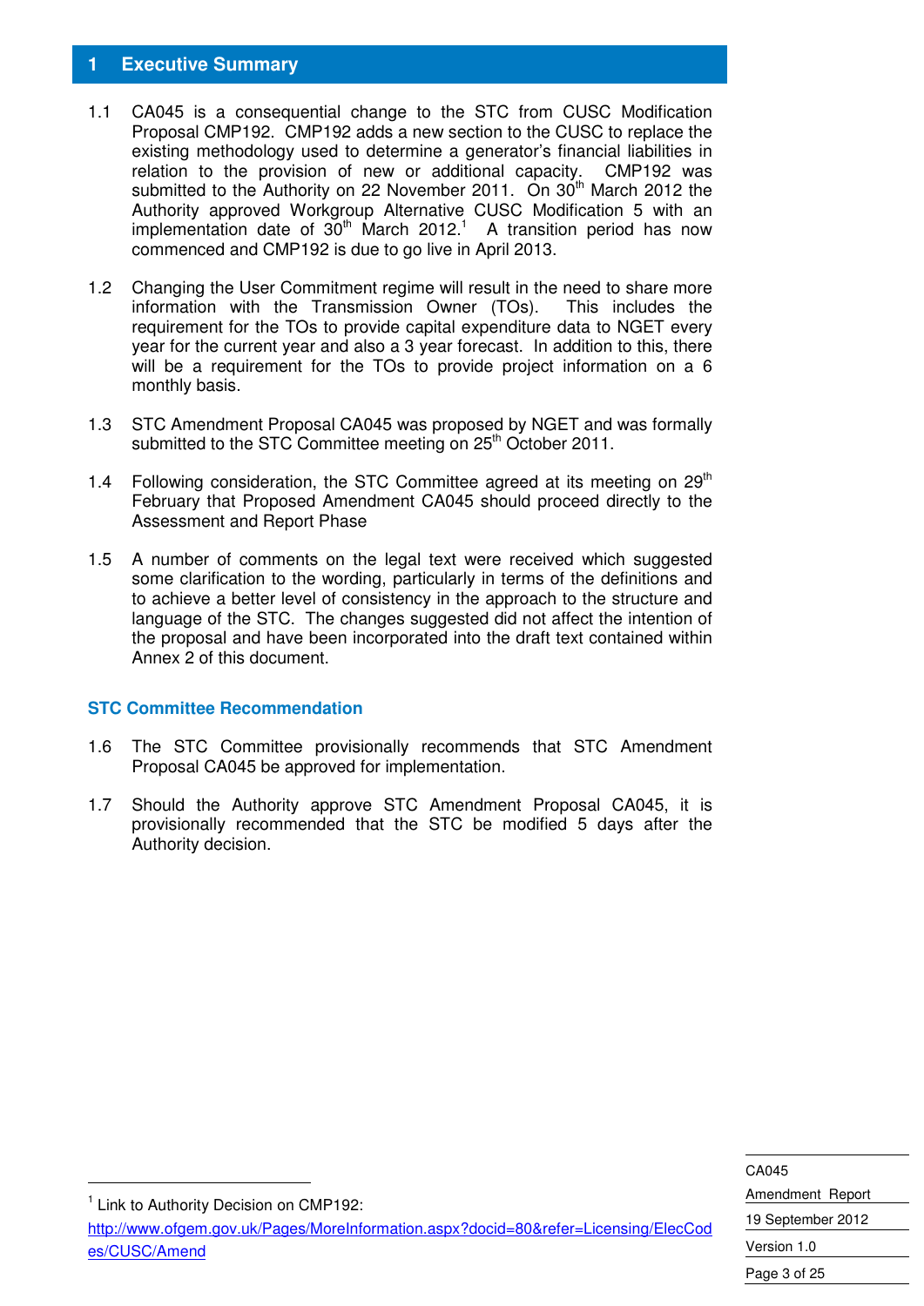# 1 Executive Summary

1.1 CA045 is a consequential change to the STC from CUSC Modification Proposal CMP192. CMP192 adds a new section to the CUSC to replace the existing methodology used to determine a generator's financial liabilities in relation to the provision of new or additional capacity. CMP192 was submitted to the Authority on 22 November 2011. On 30th March 2012 the Authority approved Workgroup Alternative CUSC Modification 5 with an implementation date of 30th March 2012.[1] A transition period has now commenced and CMP192 is due to go live in April 2013.

1.2 Changing the User Commitment regime will result in the need to share more information with the Transmission Owner (TOs). This includes the requirement for the TOs to provide capital expenditure data to NGET every year for the current year and also a 3 year forecast. In addition to this, there will be a requirement for the TOs to provide project information on a 6 monthly basis.

1.3 STC Amendment Proposal CA045 was proposed by NGET and was formally submitted to the STC Committee meeting on 25th October 2011.

1.4 Following consideration, the STC Committee agreed at its meeting on 29th February that Proposed Amendment CA045 should proceed directly to the Assessment and Report Phase

1.5 A number of comments on the legal text were received which suggested some clarification to the wording, particularly in terms of the definitions and to achieve a better level of consistency in the approach to the structure and language of the STC. The changes suggested did not affect the intention of the proposal and have been incorporated into the draft text contained within Annex 2 of this document.

## STC Committee Recommendation

1.6 The STC Committee provisionally recommends that STC Amendment Proposal CA045 be approved for implementation.

1.7 Should the Authority approve STC Amendment Proposal CA045, it is provisionally recommended that the STC be modified 5 days after the Authority decision.

---

[1] Link to Authority Decision on CMP192: http://www.ofgem.gov.uk/Pages/MoreInformation.aspx?docid=80&refer=Licensing/ElecCodes/CUSC/Amend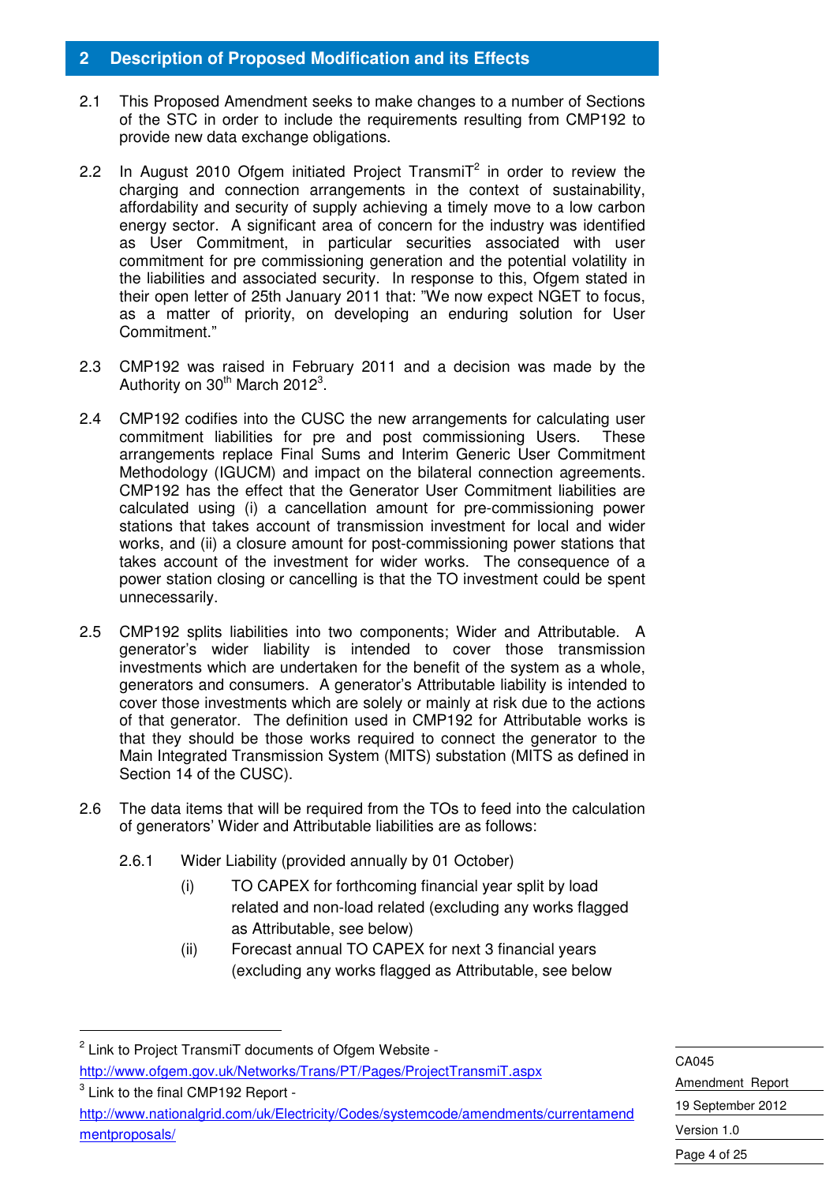## 2 Description of Proposed Modification and its Effects

2.1 This Proposed Amendment seeks to make changes to a number of Sections of the STC in order to include the requirements resulting from CMP192 to provide new data exchange obligations.

2.2 In August 2010 Ofgem initiated Project TransmiT[2] in order to review the charging and connection arrangements in the context of sustainability, affordability and security of supply achieving a timely move to a low carbon energy sector. A significant area of concern for the industry was identified as User Commitment, in particular securities associated with user commitment for pre commissioning generation and the potential volatility in the liabilities and associated security. In response to this, Ofgem stated in their open letter of 25th January 2011 that: "We now expect NGET to focus, as a matter of priority, on developing an enduring solution for User Commitment."

2.3 CMP192 was raised in February 2011 and a decision was made by the Authority on 30th March 2012[3].

2.4 CMP192 codifies into the CUSC the new arrangements for calculating user commitment liabilities for pre and post commissioning Users. These arrangements replace Final Sums and Interim Generic User Commitment Methodology (IGUCM) and impact on the bilateral connection agreements. CMP192 has the effect that the Generator User Commitment liabilities are calculated using (i) a cancellation amount for pre-commissioning power stations that takes account of transmission investment for local and wider works, and (ii) a closure amount for post-commissioning power stations that takes account of the investment for wider works. The consequence of a power station closing or cancelling is that the TO investment could be spent unnecessarily.

2.5 CMP192 splits liabilities into two components; Wider and Attributable. A generator's wider liability is intended to cover those transmission investments which are undertaken for the benefit of the system as a whole, generators and consumers. A generator's Attributable liability is intended to cover those investments which are solely or mainly at risk due to the actions of that generator. The definition used in CMP192 for Attributable works is that they should be those works required to connect the generator to the Main Integrated Transmission System (MITS) substation (MITS as defined in Section 14 of the CUSC).

2.6 The data items that will be required from the TOs to feed into the calculation of generators' Wider and Attributable liabilities are as follows:

2.6.1 Wider Liability (provided annually by 01 October)

(i) TO CAPEX for forthcoming financial year split by load related and non-load related (excluding any works flagged as Attributable, see below)

(ii) Forecast annual TO CAPEX for next 3 financial years (excluding any works flagged as Attributable, see below

---

[2] Link to Project TransmiT documents of Ofgem Website - http://www.ofgem.gov.uk/Networks/Trans/PT/Pages/ProjectTransmiT.aspx

[3] Link to the final CMP192 Report - http://www.nationalgrid.com/uk/Electricity/Codes/systemcode/amendments/currentamendmentproposals/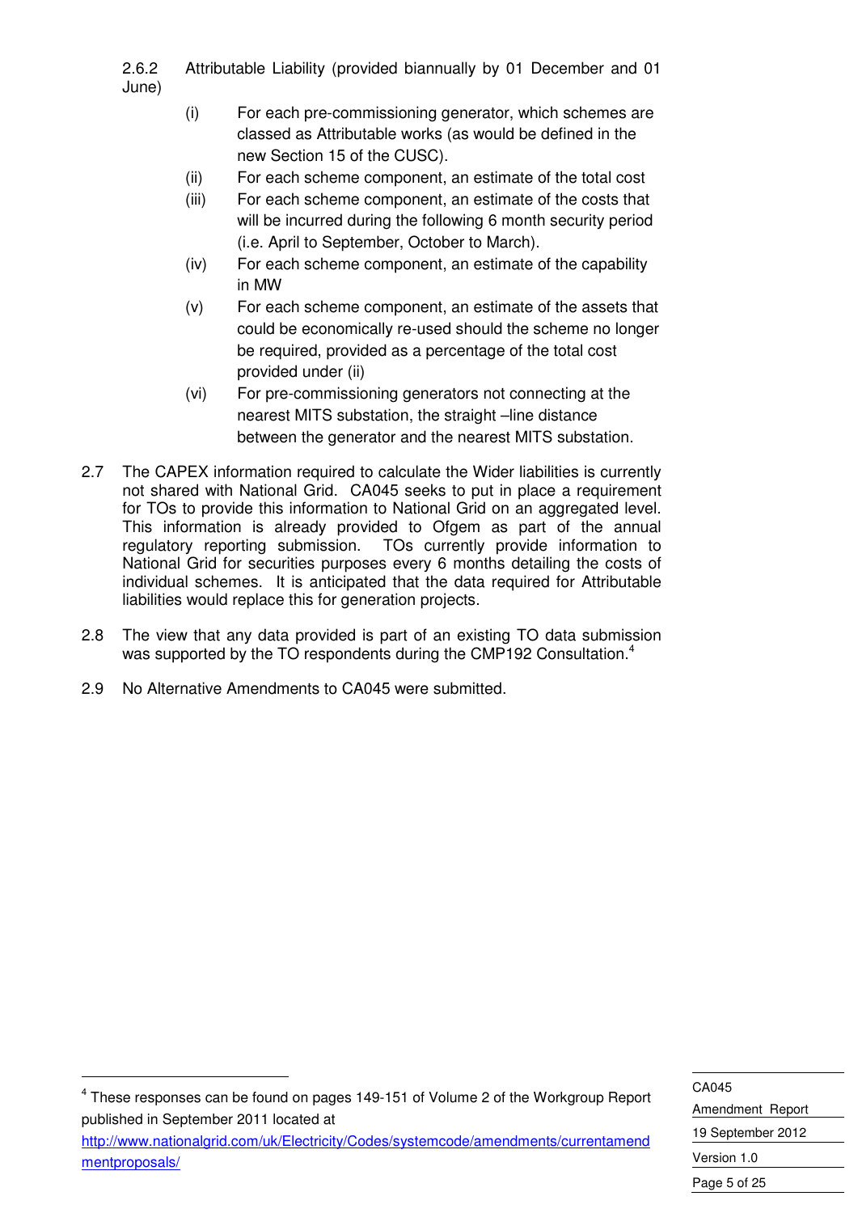2.6.2 Attributable Liability (provided biannually by 01 December and 01 June)

(i) For each pre-commissioning generator, which schemes are classed as Attributable works (as would be defined in the new Section 15 of the CUSC).

(ii) For each scheme component, an estimate of the total cost

(iii) For each scheme component, an estimate of the costs that will be incurred during the following 6 month security period (i.e. April to September, October to March).

(iv) For each scheme component, an estimate of the capability in MW

(v) For each scheme component, an estimate of the assets that could be economically re-used should the scheme no longer be required, provided as a percentage of the total cost provided under (ii)

(vi) For pre-commissioning generators not connecting at the nearest MITS substation, the straight –line distance between the generator and the nearest MITS substation.

2.7 The CAPEX information required to calculate the Wider liabilities is currently not shared with National Grid. CA045 seeks to put in place a requirement for TOs to provide this information to National Grid on an aggregated level. This information is already provided to Ofgem as part of the annual regulatory reporting submission. TOs currently provide information to National Grid for securities purposes every 6 months detailing the costs of individual schemes. It is anticipated that the data required for Attributable liabilities would replace this for generation projects.

2.8 The view that any data provided is part of an existing TO data submission was supported by the TO respondents during the CMP192 Consultation.[4]

2.9 No Alternative Amendments to CA045 were submitted.

---

[4] These responses can be found on pages 149-151 of Volume 2 of the Workgroup Report published in September 2011 located at http://www.nationalgrid.com/uk/Electricity/Codes/systemcode/amendments/currentamendmentproposals/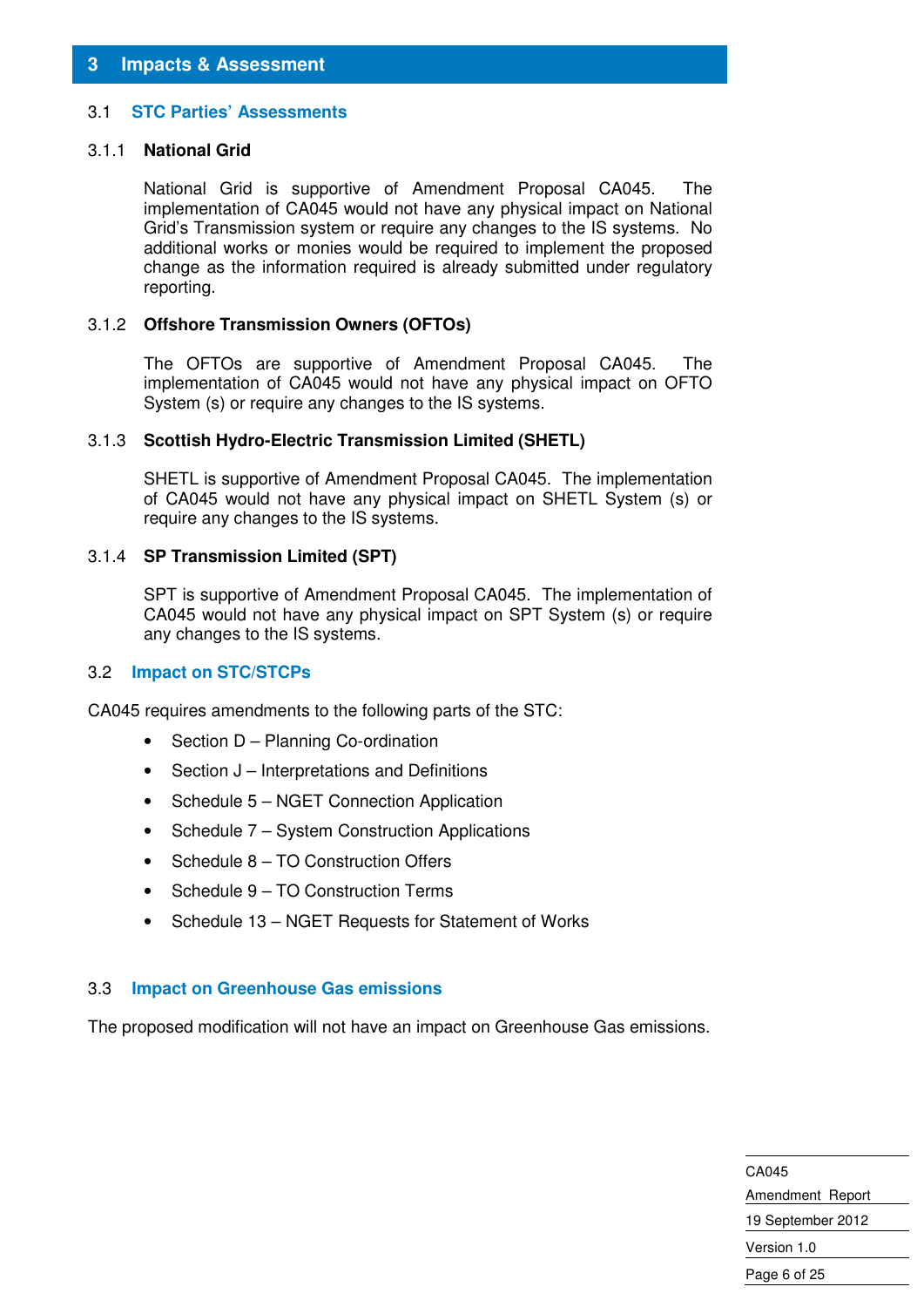# 3 Impacts & Assessment

## 3.1 STC Parties' Assessments

### 3.1.1 National Grid

National Grid is supportive of Amendment Proposal CA045. The implementation of CA045 would not have any physical impact on National Grid's Transmission system or require any changes to the IS systems. No additional works or monies would be required to implement the proposed change as the information required is already submitted under regulatory reporting.

### 3.1.2 Offshore Transmission Owners (OFTOs)

The OFTOs are supportive of Amendment Proposal CA045. The implementation of CA045 would not have any physical impact on OFTO System (s) or require any changes to the IS systems.

### 3.1.3 Scottish Hydro-Electric Transmission Limited (SHETL)

SHETL is supportive of Amendment Proposal CA045. The implementation of CA045 would not have any physical impact on SHETL System (s) or require any changes to the IS systems.

### 3.1.4 SP Transmission Limited (SPT)

SPT is supportive of Amendment Proposal CA045. The implementation of CA045 would not have any physical impact on SPT System (s) or require any changes to the IS systems.

## 3.2 Impact on STC/STCPs

CA045 requires amendments to the following parts of the STC:

- Section D – Planning Co-ordination
- Section J – Interpretations and Definitions
- Schedule 5 – NGET Connection Application
- Schedule 7 – System Construction Applications
- Schedule 8 – TO Construction Offers
- Schedule 9 – TO Construction Terms
- Schedule 13 – NGET Requests for Statement of Works

## 3.3 Impact on Greenhouse Gas emissions

The proposed modification will not have an impact on Greenhouse Gas emissions.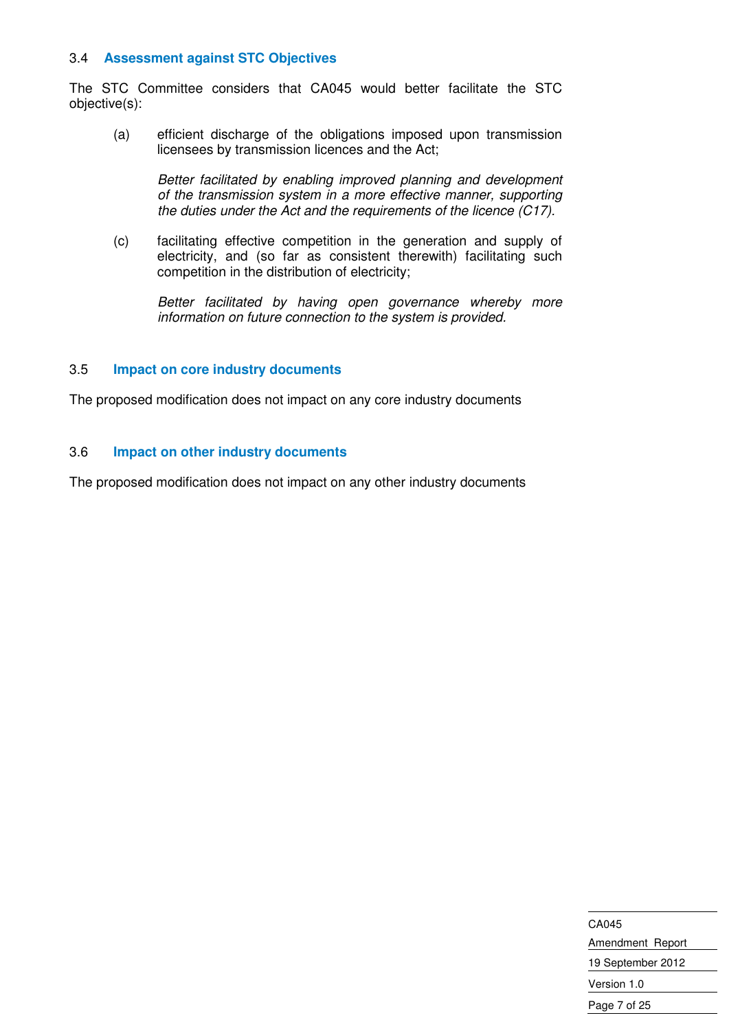### 3.4 Assessment against STC Objectives

The STC Committee considers that CA045 would better facilitate the STC objective(s):

(a) efficient discharge of the obligations imposed upon transmission licensees by transmission licences and the Act;

*Better facilitated by enabling improved planning and development of the transmission system in a more effective manner, supporting the duties under the Act and the requirements of the licence (C17).*

(c) facilitating effective competition in the generation and supply of electricity, and (so far as consistent therewith) facilitating such competition in the distribution of electricity;

*Better facilitated by having open governance whereby more information on future connection to the system is provided.*

### 3.5 Impact on core industry documents

The proposed modification does not impact on any core industry documents

### 3.6 Impact on other industry documents

The proposed modification does not impact on any other industry documents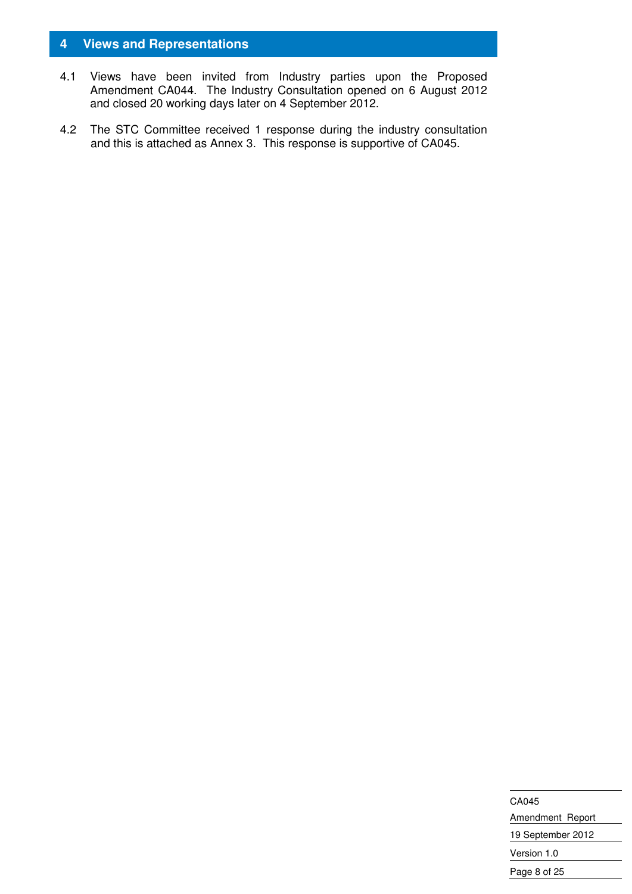## 4 Views and Representations

4.1 Views have been invited from Industry parties upon the Proposed Amendment CA044. The Industry Consultation opened on 6 August 2012 and closed 20 working days later on 4 September 2012.

4.2 The STC Committee received 1 response during the industry consultation and this is attached as Annex 3. This response is supportive of CA045.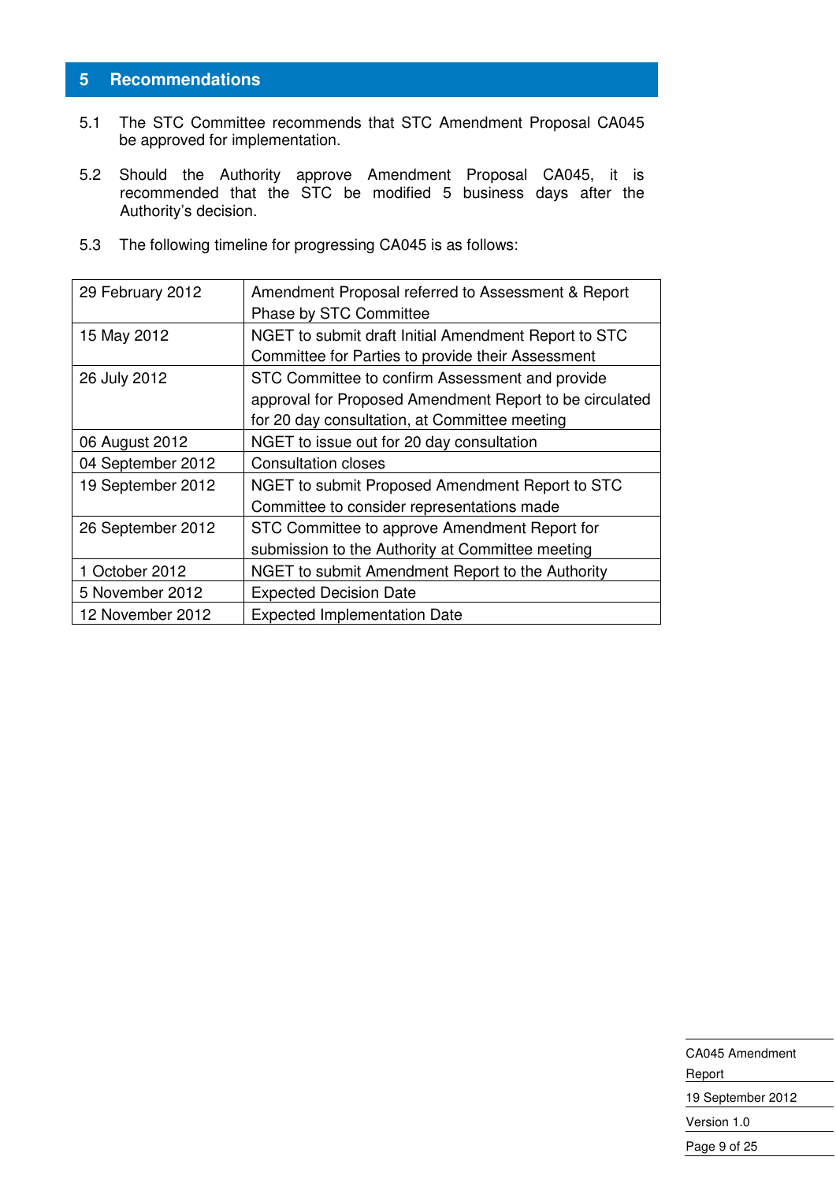## 5 Recommendations

5.1 The STC Committee recommends that STC Amendment Proposal CA045 be approved for implementation.

5.2 Should the Authority approve Amendment Proposal CA045, it is recommended that the STC be modified 5 business days after the Authority's decision.

5.3 The following timeline for progressing CA045 is as follows:

| | |
|---|---|
| 29 February 2012 | Amendment Proposal referred to Assessment & Report Phase by STC Committee |
| 15 May 2012 | NGET to submit draft Initial Amendment Report to STC Committee for Parties to provide their Assessment |
| 26 July 2012 | STC Committee to confirm Assessment and provide approval for Proposed Amendment Report to be circulated for 20 day consultation, at Committee meeting |
| 06 August 2012 | NGET to issue out for 20 day consultation |
| 04 September 2012 | Consultation closes |
| 19 September 2012 | NGET to submit Proposed Amendment Report to STC Committee to consider representations made |
| 26 September 2012 | STC Committee to approve Amendment Report for submission to the Authority at Committee meeting |
| 1 October 2012 | NGET to submit Amendment Report to the Authority |
| 5 November 2012 | Expected Decision Date |
| 12 November 2012 | Expected Implementation Date |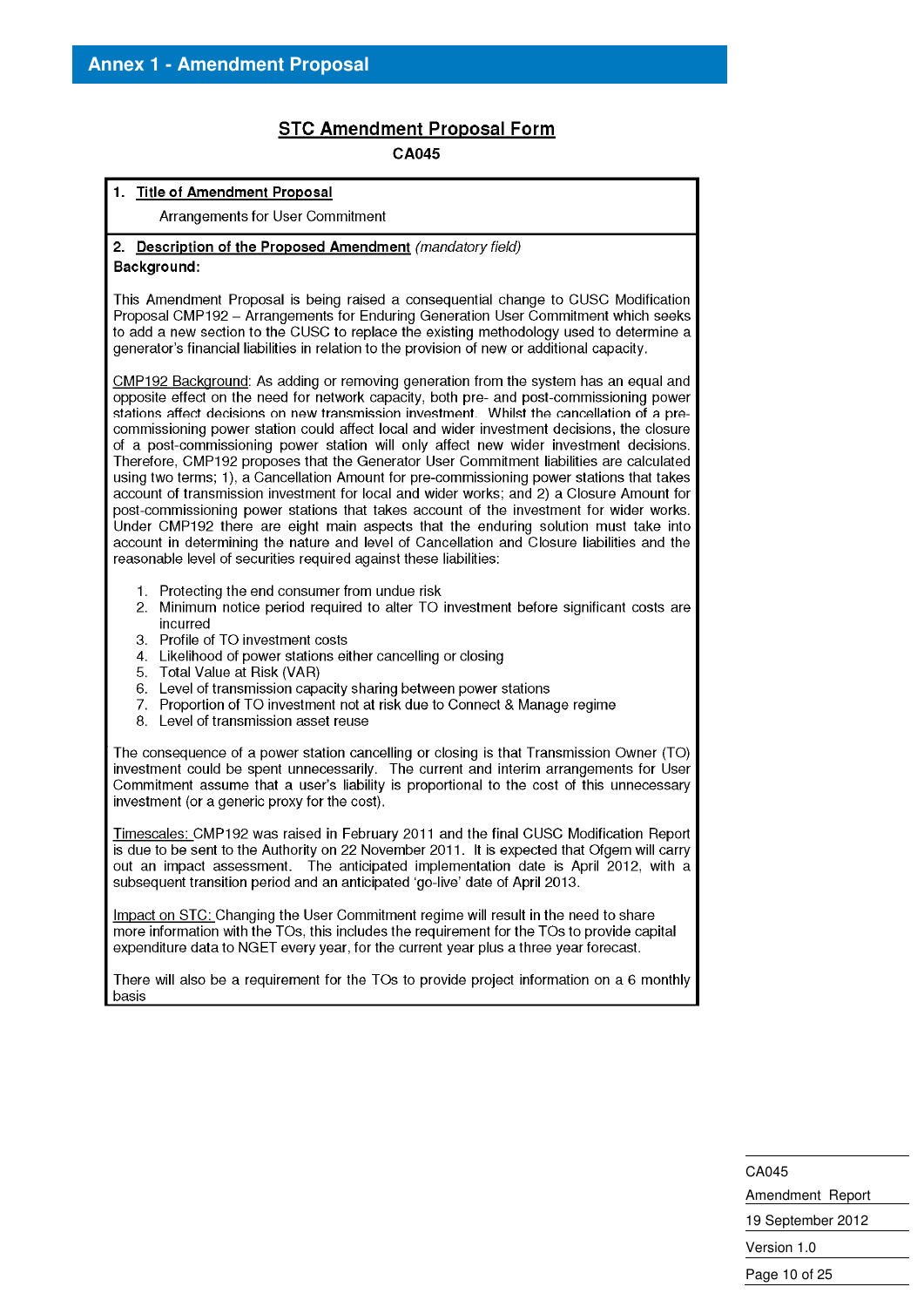# Annex 1 - Amendment Proposal

## STC Amendment Proposal Form

**CA045**

**1. Title of Amendment Proposal**

Arrangements for User Commitment

**2. Description of the Proposed Amendment** *(mandatory field)*

**Background:**

This Amendment Proposal is being raised a consequential change to CUSC Modification Proposal CMP192 – Arrangements for Enduring Generation User Commitment which seeks to add a new section to the CUSC to replace the existing methodology used to determine a generator's financial liabilities in relation to the provision of new or additional capacity.

CMP192 Background: As adding or removing generation from the system has an equal and opposite effect on the need for network capacity, both pre- and post-commissioning power stations affect decisions on new transmission investment. Whilst the cancellation of a pre-commissioning power station could affect local and wider investment decisions, the closure of a post-commissioning power station will only affect new wider investment decisions. Therefore, CMP192 proposes that the Generator User Commitment liabilities are calculated using two terms; 1), a Cancellation Amount for pre-commissioning power stations that takes account of transmission investment for local and wider works; and 2) a Closure Amount for post-commissioning power stations that takes account of the investment for wider works. Under CMP192 there are eight main aspects that the enduring solution must take into account in determining the nature and level of Cancellation and Closure liabilities and the reasonable level of securities required against these liabilities:

1. Protecting the end consumer from undue risk
2. Minimum notice period required to alter TO investment before significant costs are incurred
3. Profile of TO investment costs
4. Likelihood of power stations either cancelling or closing
5. Total Value at Risk (VAR)
6. Level of transmission capacity sharing between power stations
7. Proportion of TO investment not at risk due to Connect & Manage regime
8. Level of transmission asset reuse

The consequence of a power station cancelling or closing is that Transmission Owner (TO) investment could be spent unnecessarily. The current and interim arrangements for User Commitment assume that a user's liability is proportional to the cost of this unnecessary investment (or a generic proxy for the cost).

Timescales: CMP192 was raised in February 2011 and the final CUSC Modification Report is due to be sent to the Authority on 22 November 2011. It is expected that Ofgem will carry out an impact assessment. The anticipated implementation date is April 2012, with a subsequent transition period and an anticipated 'go-live' date of April 2013.

Impact on STC: Changing the User Commitment regime will result in the need to share more information with the TOs, this includes the requirement for the TOs to provide capital expenditure data to NGET every year, for the current year plus a three year forecast.

There will also be a requirement for the TOs to provide project information on a 6 monthly basis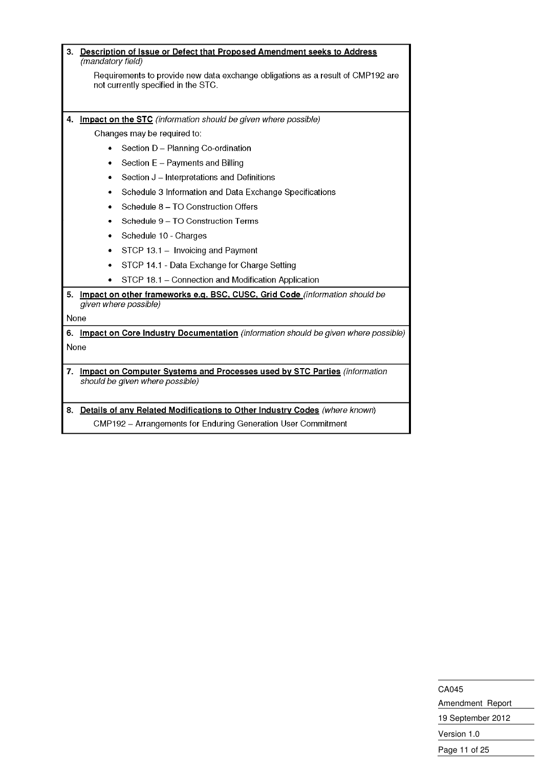**3. Description of Issue or Defect that Proposed Amendment seeks to Address** *(mandatory field)*

Requirements to provide new data exchange obligations as a result of CMP192 are not currently specified in the STC.

**4. Impact on the STC** *(information should be given where possible)*

Changes may be required to:

- Section D – Planning Co-ordination
- Section E – Payments and Billing
- Section J – Interpretations and Definitions
- Schedule 3 Information and Data Exchange Specifications
- Schedule 8 – TO Construction Offers
- Schedule 9 – TO Construction Terms
- Schedule 10 - Charges
- STCP 13.1 – Invoicing and Payment
- STCP 14.1 - Data Exchange for Charge Setting
- STCP 18.1 – Connection and Modification Application

**5. Impact on other frameworks e.g. BSC, CUSC, Grid Code** *(information should be given where possible)*

None

**6. Impact on Core Industry Documentation** *(information should be given where possible)*

None

**7. Impact on Computer Systems and Processes used by STC Parties** *(information should be given where possible)*

**8. Details of any Related Modifications to Other Industry Codes** *(where known)*

CMP192 – Arrangements for Enduring Generation User Commitment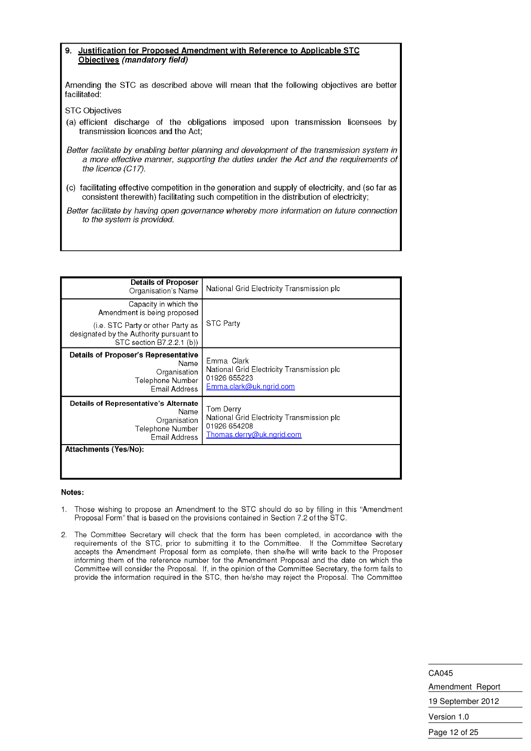**9. Justification for Proposed Amendment with Reference to Applicable STC Objectives** *(mandatory field)*

Amending the STC as described above will mean that the following objectives are better facilitated:

STC Objectives

(a) efficient discharge of the obligations imposed upon transmission licensees by transmission licences and the Act;

*Better facilitate by enabling better planning and development of the transmission system in a more effective manner, supporting the duties under the Act and the requirements of the licence (C17).*

(c) facilitating effective competition in the generation and supply of electricity, and (so far as consistent therewith) facilitating such competition in the distribution of electricity;

*Better facilitate by having open governance whereby more information on future connection to the system is provided.*

| | |
|---|---|
| **Details of Proposer** Organisation's Name | National Grid Electricity Transmission plc |
| Capacity in which the Amendment is being proposed (i.e. STC Party or other Party as designated by the Authority pursuant to STC section B7.2.2.1 (b)) | STC Party |
| **Details of Proposer's Representative** Name Organisation Telephone Number Email Address | Emma Clark National Grid Electricity Transmission plc 01926 655223 Emma.clark@uk.ngrid.com |
| **Details of Representative's Alternate** Name Organisation Telephone Number Email Address | Tom Derry National Grid Electricity Transmission plc 01926 654208 Thomas.derry@uk.ngrid.com |
| **Attachments (Yes/No):** | |

**Notes:**

1. Those wishing to propose an Amendment to the STC should do so by filling in this "Amendment Proposal Form" that is based on the provisions contained in Section 7.2 of the STC.

2. The Committee Secretary will check that the form has been completed, in accordance with the requirements of the STC, prior to submitting it to the Committee. If the Committee Secretary accepts the Amendment Proposal form as complete, then she/he will write back to the Proposer informing them of the reference number for the Amendment Proposal and the date on which the Committee will consider the Proposal. If, in the opinion of the Committee Secretary, the form fails to provide the information required in the STC, then he/she may reject the Proposal. The Committee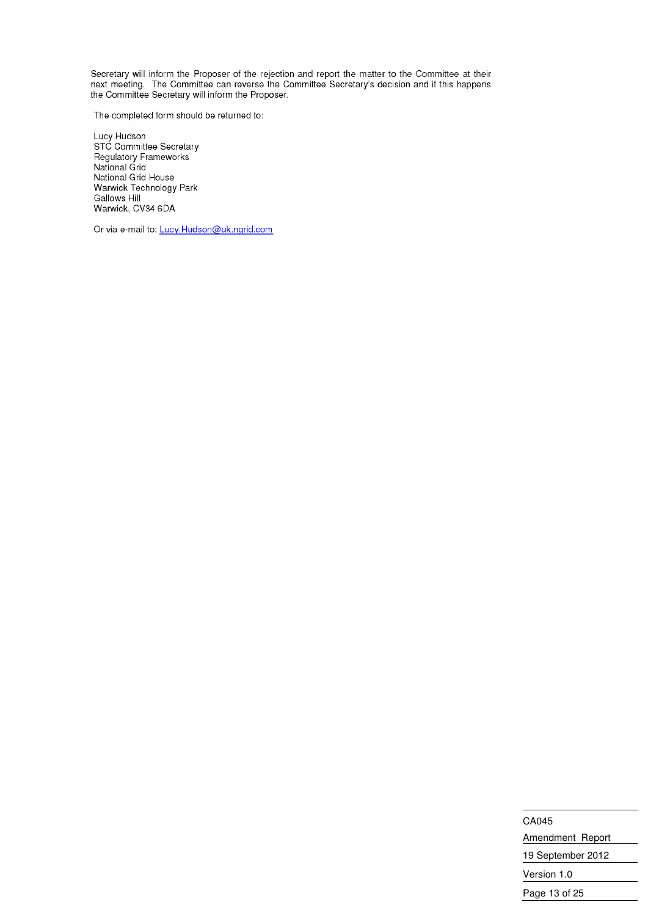Secretary will inform the Proposer of the rejection and report the matter to the Committee at their next meeting. The Committee can reverse the Committee Secretary's decision and if this happens the Committee Secretary will inform the Proposer.

The completed form should be returned to:

Lucy Hudson  
STC Committee Secretary  
Regulatory Frameworks  
National Grid  
National Grid House  
Warwick Technology Park  
Gallows Hill  
Warwick, CV34 6DA

Or via e-mail to: Lucy.Hudson@uk.ngrid.com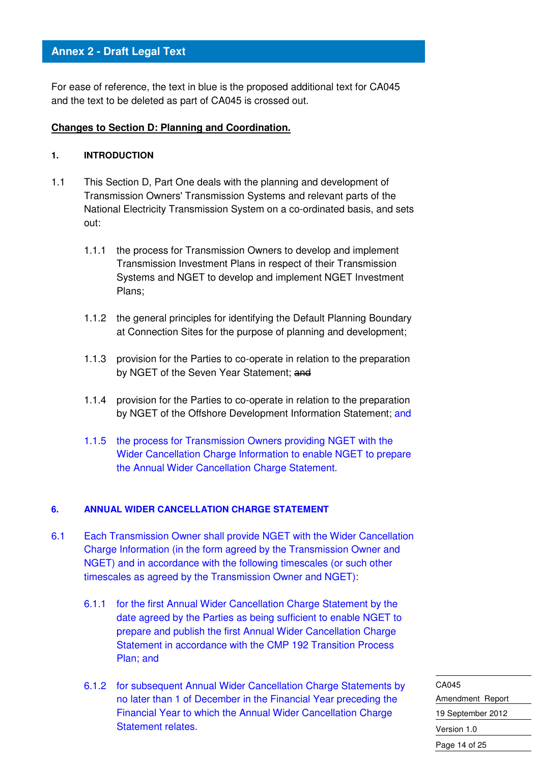## Annex 2 - Draft Legal Text

For ease of reference, the text in blue is the proposed additional text for CA045 and the text to be deleted as part of CA045 is crossed out.

**<u>Changes to Section D: Planning and Coordination.</u>**

**1. INTRODUCTION**

1.1 This Section D, Part One deals with the planning and development of Transmission Owners' Transmission Systems and relevant parts of the National Electricity Transmission System on a co-ordinated basis, and sets out:

1.1.1 the process for Transmission Owners to develop and implement Transmission Investment Plans in respect of their Transmission Systems and NGET to develop and implement NGET Investment Plans;

1.1.2 the general principles for identifying the Default Planning Boundary at Connection Sites for the purpose of planning and development;

1.1.3 provision for the Parties to co-operate in relation to the preparation by NGET of the Seven Year Statement; ~~and~~

1.1.4 provision for the Parties to co-operate in relation to the preparation by NGET of the Offshore Development Information Statement; and

1.1.5 the process for Transmission Owners providing NGET with the Wider Cancellation Charge Information to enable NGET to prepare the Annual Wider Cancellation Charge Statement.

**6. ANNUAL WIDER CANCELLATION CHARGE STATEMENT**

6.1 Each Transmission Owner shall provide NGET with the Wider Cancellation Charge Information (in the form agreed by the Transmission Owner and NGET) and in accordance with the following timescales (or such other timescales as agreed by the Transmission Owner and NGET):

6.1.1 for the first Annual Wider Cancellation Charge Statement by the date agreed by the Parties as being sufficient to enable NGET to prepare and publish the first Annual Wider Cancellation Charge Statement in accordance with the CMP 192 Transition Process Plan; and

6.1.2 for subsequent Annual Wider Cancellation Charge Statements by no later than 1 of December in the Financial Year preceding the Financial Year to which the Annual Wider Cancellation Charge Statement relates.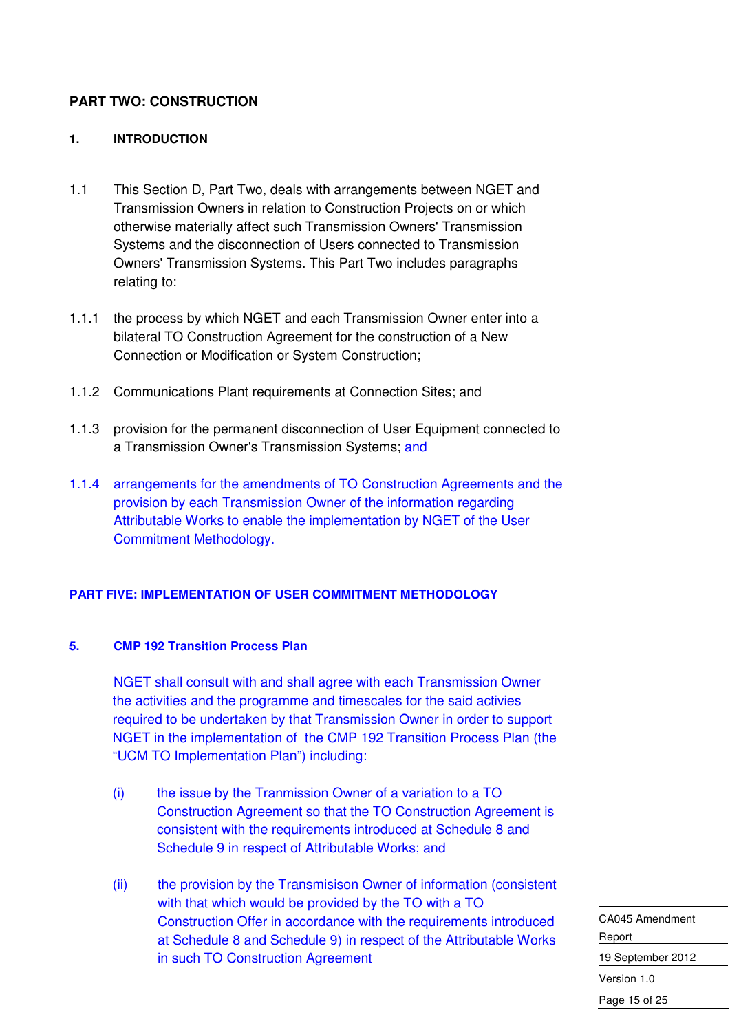## PART TWO: CONSTRUCTION

### 1. INTRODUCTION

1.1 This Section D, Part Two, deals with arrangements between NGET and Transmission Owners in relation to Construction Projects on or which otherwise materially affect such Transmission Owners' Transmission Systems and the disconnection of Users connected to Transmission Owners' Transmission Systems. This Part Two includes paragraphs relating to:

1.1.1 the process by which NGET and each Transmission Owner enter into a bilateral TO Construction Agreement for the construction of a New Connection or Modification or System Construction;

1.1.2 Communications Plant requirements at Connection Sites; ~~and~~

1.1.3 provision for the permanent disconnection of User Equipment connected to a Transmission Owner's Transmission Systems; and

1.1.4 arrangements for the amendments of TO Construction Agreements and the provision by each Transmission Owner of the information regarding Attributable Works to enable the implementation by NGET of the User Commitment Methodology.

## PART FIVE: IMPLEMENTATION OF USER COMMITMENT METHODOLOGY

### 5. CMP 192 Transition Process Plan

NGET shall consult with and shall agree with each Transmission Owner the activities and the programme and timescales for the said activies required to be undertaken by that Transmission Owner in order to support NGET in the implementation of the CMP 192 Transition Process Plan (the "UCM TO Implementation Plan") including:

(i) the issue by the Tranmission Owner of a variation to a TO Construction Agreement so that the TO Construction Agreement is consistent with the requirements introduced at Schedule 8 and Schedule 9 in respect of Attributable Works; and

(ii) the provision by the Transmisison Owner of information (consistent with that which would be provided by the TO with a TO Construction Offer in accordance with the requirements introduced at Schedule 8 and Schedule 9) in respect of the Attributable Works in such TO Construction Agreement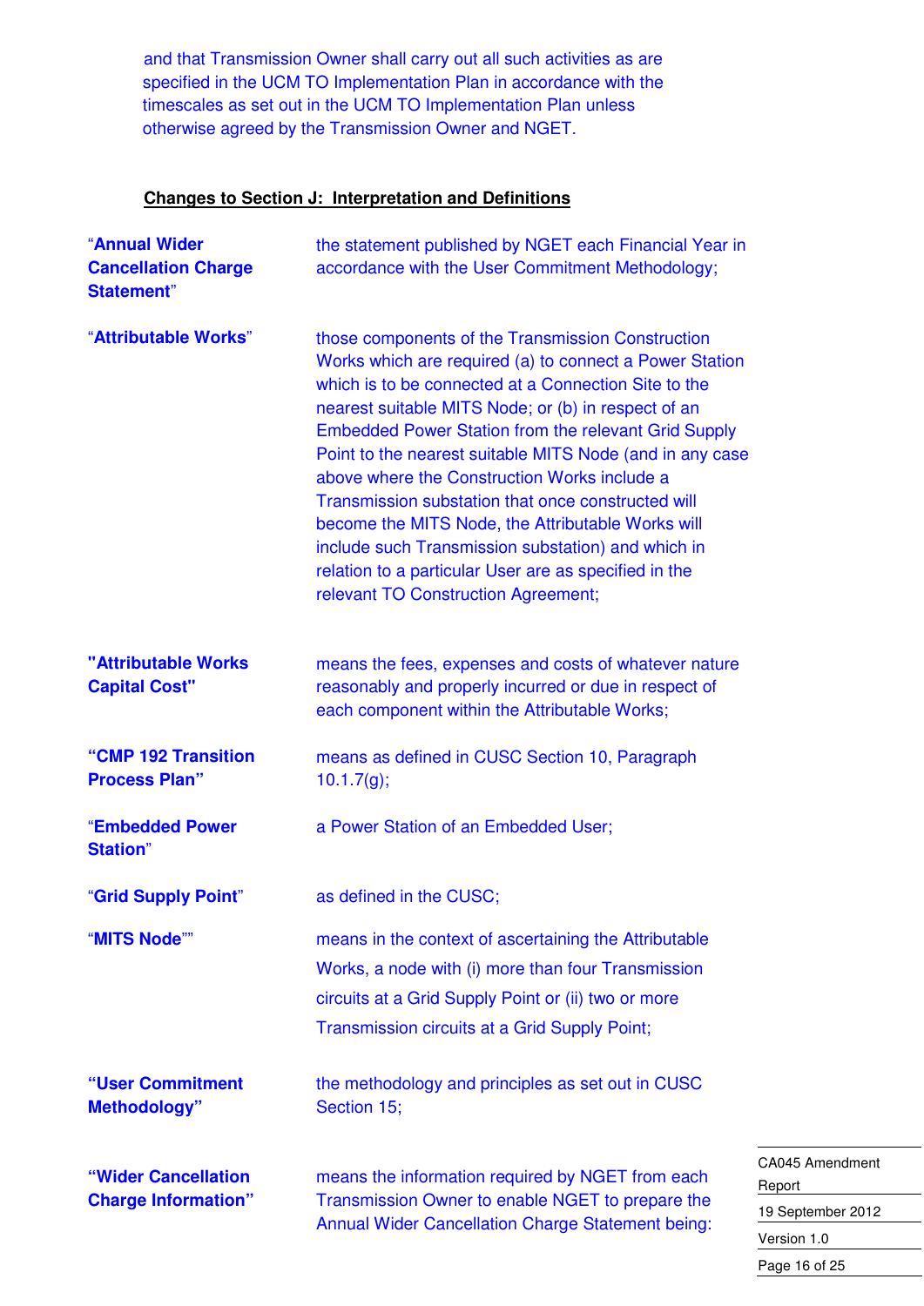and that Transmission Owner shall carry out all such activities as are specified in the UCM TO Implementation Plan in accordance with the timescales as set out in the UCM TO Implementation Plan unless otherwise agreed by the Transmission Owner and NGET.

**Changes to Section J: Interpretation and Definitions**

| | |
|---|---|
| "**Annual Wider Cancellation Charge Statement**" | the statement published by NGET each Financial Year in accordance with the User Commitment Methodology; |
| "**Attributable Works**" | those components of the Transmission Construction Works which are required (a) to connect a Power Station which is to be connected at a Connection Site to the nearest suitable MITS Node; or (b) in respect of an Embedded Power Station from the relevant Grid Supply Point to the nearest suitable MITS Node (and in any case above where the Construction Works include a Transmission substation that once constructed will become the MITS Node, the Attributable Works will include such Transmission substation) and which in relation to a particular User are as specified in the relevant TO Construction Agreement; |
| **"Attributable Works Capital Cost"** | means the fees, expenses and costs of whatever nature reasonably and properly incurred or due in respect of each component within the Attributable Works; |
| **"CMP 192 Transition Process Plan"** | means as defined in CUSC Section 10, Paragraph 10.1.7(g); |
| "**Embedded Power Station**" | a Power Station of an Embedded User; |
| "**Grid Supply Point**" | as defined in the CUSC; |
| "**MITS Node**"" | means in the context of ascertaining the Attributable Works, a node with (i) more than four Transmission circuits at a Grid Supply Point or (ii) two or more Transmission circuits at a Grid Supply Point; |
| **"User Commitment Methodology"** | the methodology and principles as set out in CUSC Section 15; |
| **"Wider Cancellation Charge Information"** | means the information required by NGET from each Transmission Owner to enable NGET to prepare the Annual Wider Cancellation Charge Statement being: |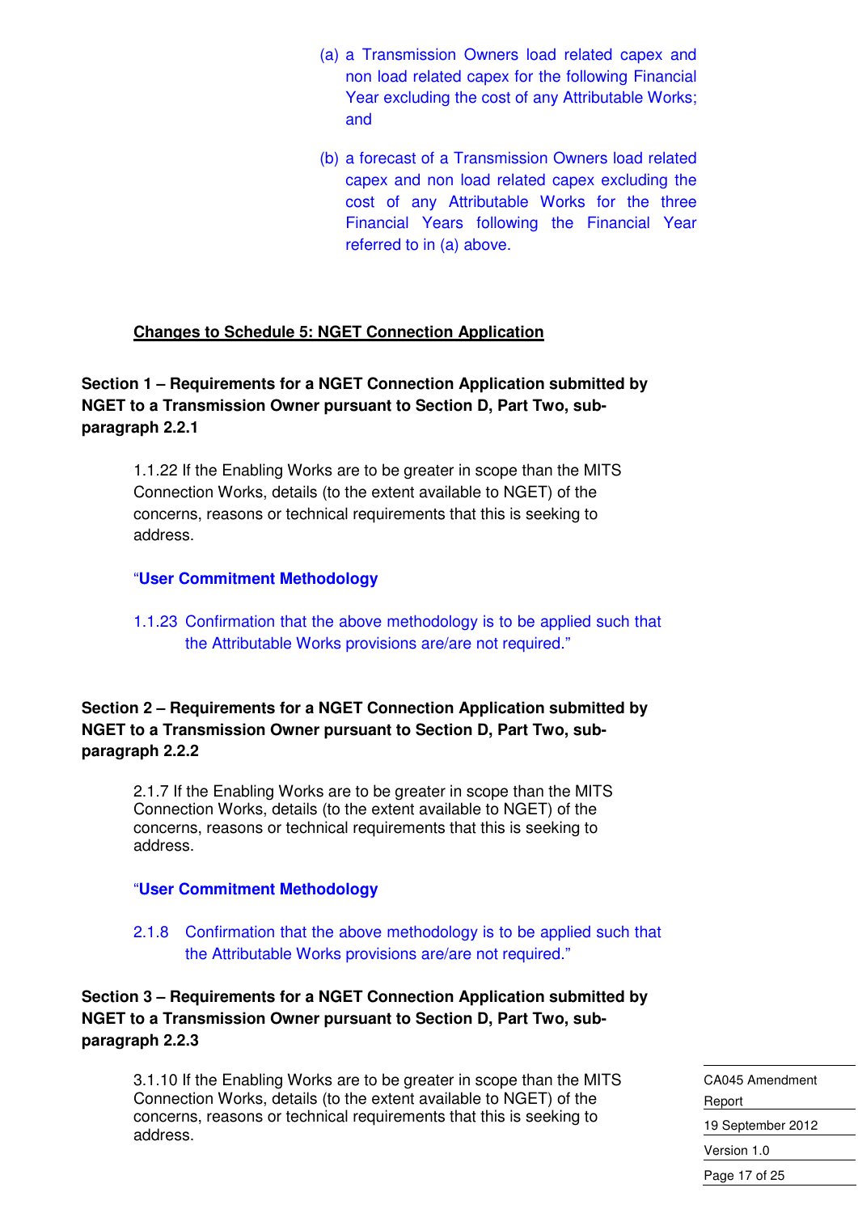(a) a Transmission Owners load related capex and non load related capex for the following Financial Year excluding the cost of any Attributable Works; and

(b) a forecast of a Transmission Owners load related capex and non load related capex excluding the cost of any Attributable Works for the three Financial Years following the Financial Year referred to in (a) above.

**<u>Changes to Schedule 5: NGET Connection Application</u>**

**Section 1 – Requirements for a NGET Connection Application submitted by NGET to a Transmission Owner pursuant to Section D, Part Two, sub-paragraph 2.2.1**

1.1.22 If the Enabling Works are to be greater in scope than the MITS Connection Works, details (to the extent available to NGET) of the concerns, reasons or technical requirements that this is seeking to address.

"**User Commitment Methodology**

1.1.23 Confirmation that the above methodology is to be applied such that the Attributable Works provisions are/are not required."

**Section 2 – Requirements for a NGET Connection Application submitted by NGET to a Transmission Owner pursuant to Section D, Part Two, sub-paragraph 2.2.2**

2.1.7 If the Enabling Works are to be greater in scope than the MITS Connection Works, details (to the extent available to NGET) of the concerns, reasons or technical requirements that this is seeking to address.

"**User Commitment Methodology**

2.1.8 Confirmation that the above methodology is to be applied such that the Attributable Works provisions are/are not required."

**Section 3 – Requirements for a NGET Connection Application submitted by NGET to a Transmission Owner pursuant to Section D, Part Two, sub-paragraph 2.2.3**

3.1.10 If the Enabling Works are to be greater in scope than the MITS Connection Works, details (to the extent available to NGET) of the concerns, reasons or technical requirements that this is seeking to address.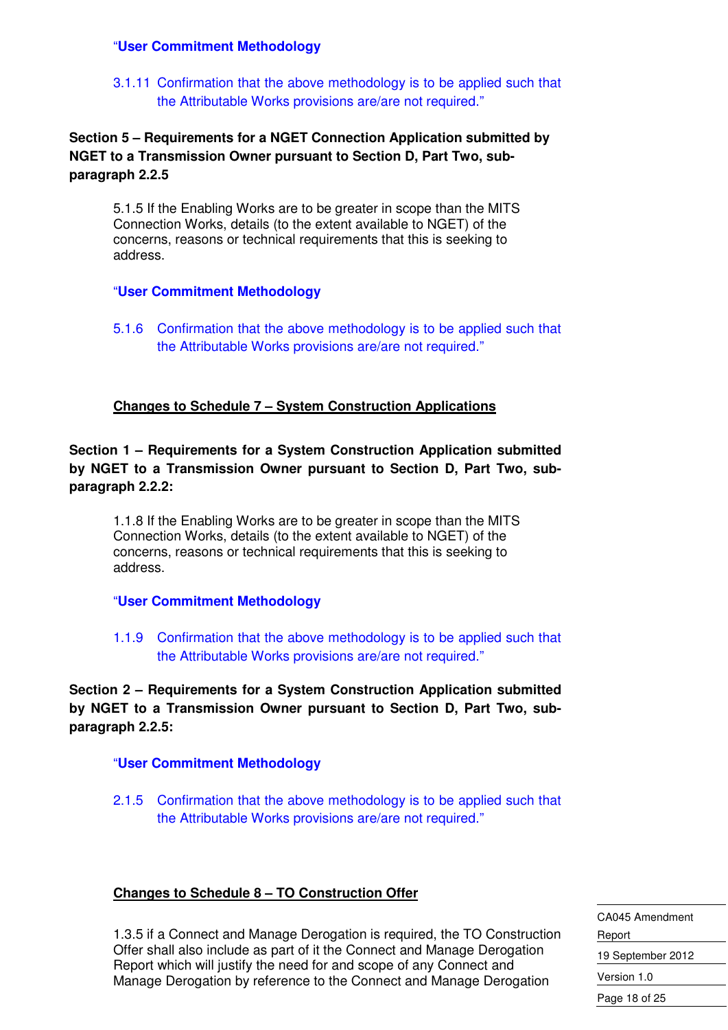"**User Commitment Methodology**

3.1.11 Confirmation that the above methodology is to be applied such that the Attributable Works provisions are/are not required."

**Section 5 – Requirements for a NGET Connection Application submitted by NGET to a Transmission Owner pursuant to Section D, Part Two, sub-paragraph 2.2.5**

5.1.5 If the Enabling Works are to be greater in scope than the MITS Connection Works, details (to the extent available to NGET) of the concerns, reasons or technical requirements that this is seeking to address.

"**User Commitment Methodology**

5.1.6 Confirmation that the above methodology is to be applied such that the Attributable Works provisions are/are not required."

**<u>Changes to Schedule 7 – System Construction Applications</u>**

**Section 1 – Requirements for a System Construction Application submitted by NGET to a Transmission Owner pursuant to Section D, Part Two, sub-paragraph 2.2.2:**

1.1.8 If the Enabling Works are to be greater in scope than the MITS Connection Works, details (to the extent available to NGET) of the concerns, reasons or technical requirements that this is seeking to address.

"**User Commitment Methodology**

1.1.9 Confirmation that the above methodology is to be applied such that the Attributable Works provisions are/are not required."

**Section 2 – Requirements for a System Construction Application submitted by NGET to a Transmission Owner pursuant to Section D, Part Two, sub-paragraph 2.2.5:**

"**User Commitment Methodology**

2.1.5 Confirmation that the above methodology is to be applied such that the Attributable Works provisions are/are not required."

**<u>Changes to Schedule 8 – TO Construction Offer</u>**

1.3.5 if a Connect and Manage Derogation is required, the TO Construction Offer shall also include as part of it the Connect and Manage Derogation Report which will justify the need for and scope of any Connect and Manage Derogation by reference to the Connect and Manage Derogation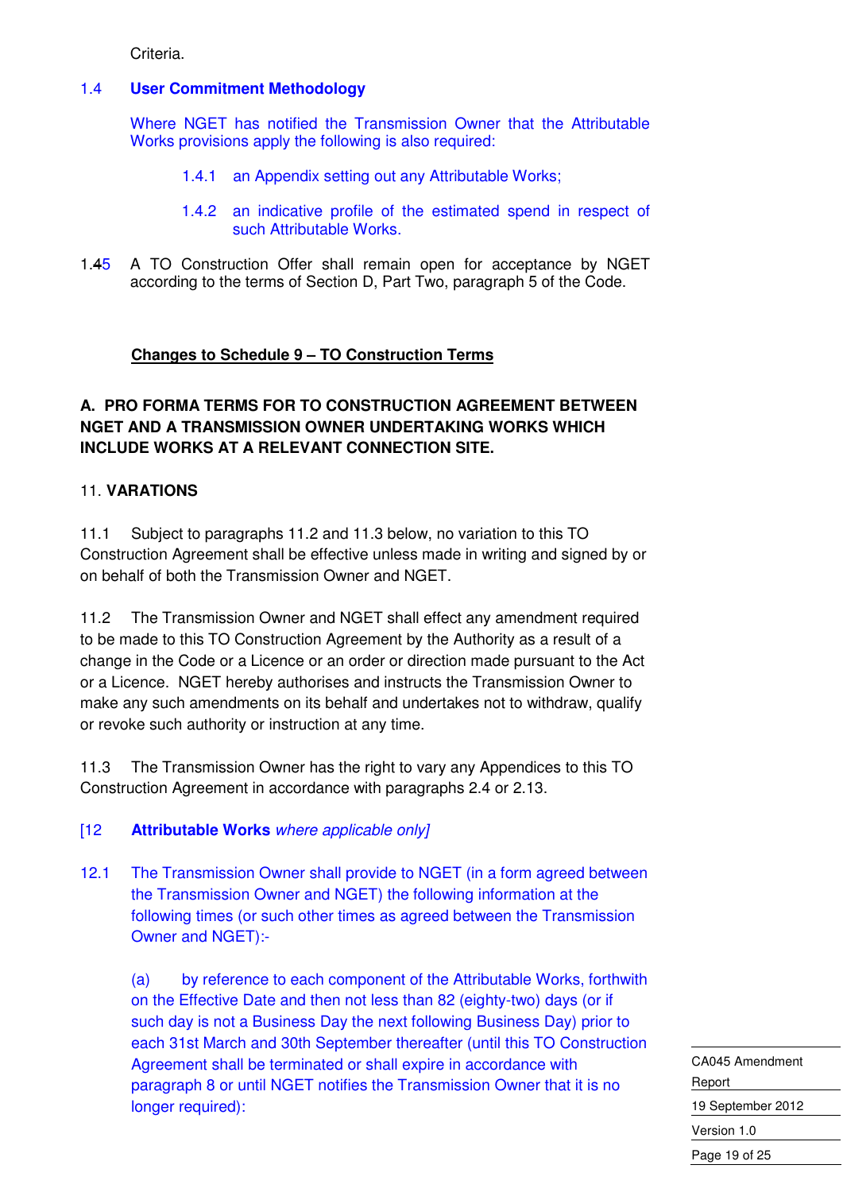Criteria.

1.4 **User Commitment Methodology**

Where NGET has notified the Transmission Owner that the Attributable Works provisions apply the following is also required:

1.4.1 an Appendix setting out any Attributable Works;

1.4.2 an indicative profile of the estimated spend in respect of such Attributable Works.

1.45 A TO Construction Offer shall remain open for acceptance by NGET according to the terms of Section D, Part Two, paragraph 5 of the Code.

**Changes to Schedule 9 – TO Construction Terms**

**A. PRO FORMA TERMS FOR TO CONSTRUCTION AGREEMENT BETWEEN NGET AND A TRANSMISSION OWNER UNDERTAKING WORKS WHICH INCLUDE WORKS AT A RELEVANT CONNECTION SITE.**

11. **VARATIONS**

11.1 Subject to paragraphs 11.2 and 11.3 below, no variation to this TO Construction Agreement shall be effective unless made in writing and signed by or on behalf of both the Transmission Owner and NGET.

11.2 The Transmission Owner and NGET shall effect any amendment required to be made to this TO Construction Agreement by the Authority as a result of a change in the Code or a Licence or an order or direction made pursuant to the Act or a Licence. NGET hereby authorises and instructs the Transmission Owner to make any such amendments on its behalf and undertakes not to withdraw, qualify or revoke such authority or instruction at any time.

11.3 The Transmission Owner has the right to vary any Appendices to this TO Construction Agreement in accordance with paragraphs 2.4 or 2.13.

[12 **Attributable Works** *where applicable only*]

12.1 The Transmission Owner shall provide to NGET (in a form agreed between the Transmission Owner and NGET) the following information at the following times (or such other times as agreed between the Transmission Owner and NGET):-

(a) by reference to each component of the Attributable Works, forthwith on the Effective Date and then not less than 82 (eighty-two) days (or if such day is not a Business Day the next following Business Day) prior to each 31st March and 30th September thereafter (until this TO Construction Agreement shall be terminated or shall expire in accordance with paragraph 8 or until NGET notifies the Transmission Owner that it is no longer required):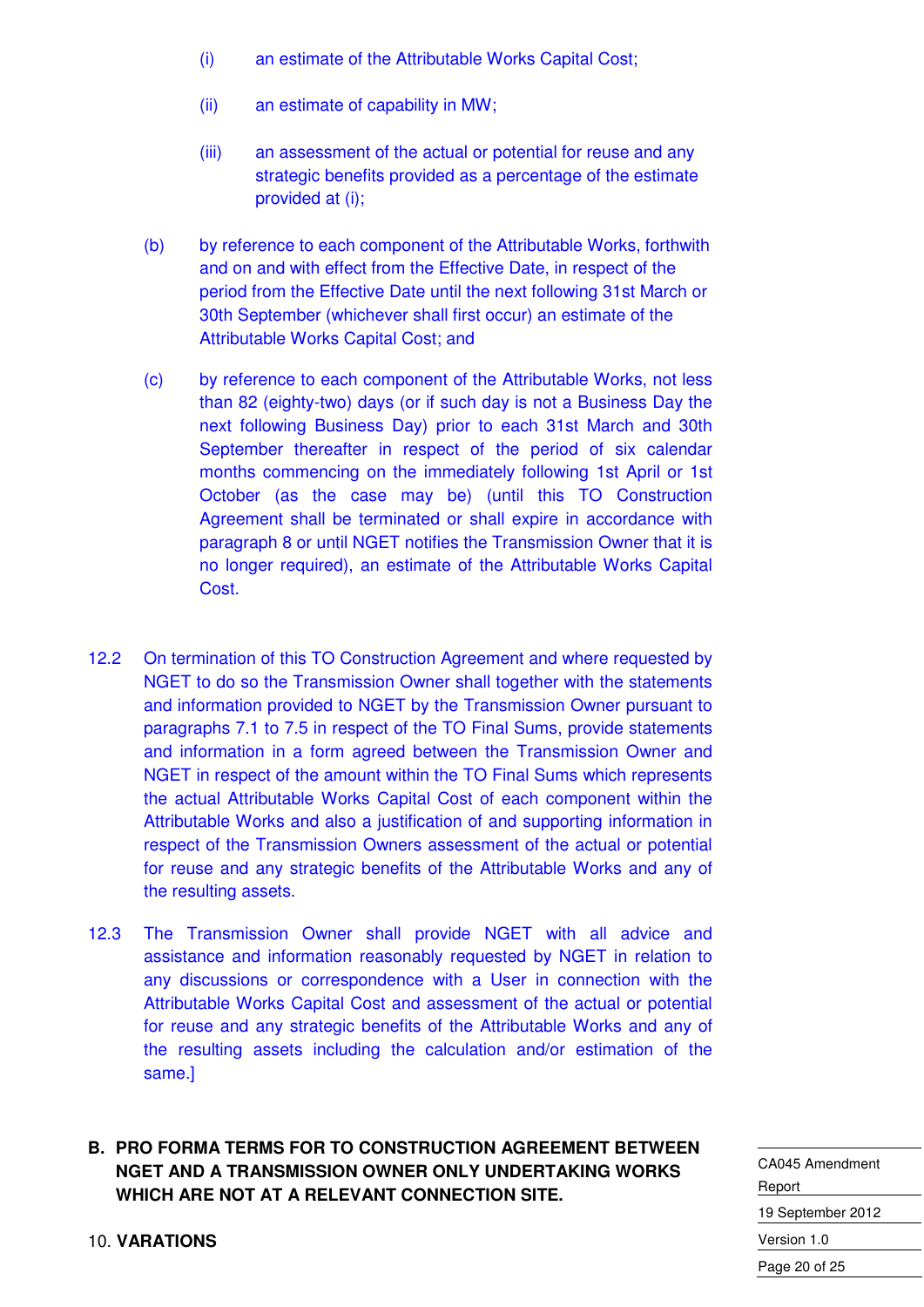(i) an estimate of the Attributable Works Capital Cost;

(ii) an estimate of capability in MW;

(iii) an assessment of the actual or potential for reuse and any strategic benefits provided as a percentage of the estimate provided at (i);

(b) by reference to each component of the Attributable Works, forthwith and on and with effect from the Effective Date, in respect of the period from the Effective Date until the next following 31st March or 30th September (whichever shall first occur) an estimate of the Attributable Works Capital Cost; and

(c) by reference to each component of the Attributable Works, not less than 82 (eighty-two) days (or if such day is not a Business Day the next following Business Day) prior to each 31st March and 30th September thereafter in respect of the period of six calendar months commencing on the immediately following 1st April or 1st October (as the case may be) (until this TO Construction Agreement shall be terminated or shall expire in accordance with paragraph 8 or until NGET notifies the Transmission Owner that it is no longer required), an estimate of the Attributable Works Capital Cost.

12.2 On termination of this TO Construction Agreement and where requested by NGET to do so the Transmission Owner shall together with the statements and information provided to NGET by the Transmission Owner pursuant to paragraphs 7.1 to 7.5 in respect of the TO Final Sums, provide statements and information in a form agreed between the Transmission Owner and NGET in respect of the amount within the TO Final Sums which represents the actual Attributable Works Capital Cost of each component within the Attributable Works and also a justification of and supporting information in respect of the Transmission Owners assessment of the actual or potential for reuse and any strategic benefits of the Attributable Works and any of the resulting assets.

12.3 The Transmission Owner shall provide NGET with all advice and assistance and information reasonably requested by NGET in relation to any discussions or correspondence with a User in connection with the Attributable Works Capital Cost and assessment of the actual or potential for reuse and any strategic benefits of the Attributable Works and any of the resulting assets including the calculation and/or estimation of the same.]

**B. PRO FORMA TERMS FOR TO CONSTRUCTION AGREEMENT BETWEEN NGET AND A TRANSMISSION OWNER ONLY UNDERTAKING WORKS WHICH ARE NOT AT A RELEVANT CONNECTION SITE.**

10. **VARATIONS**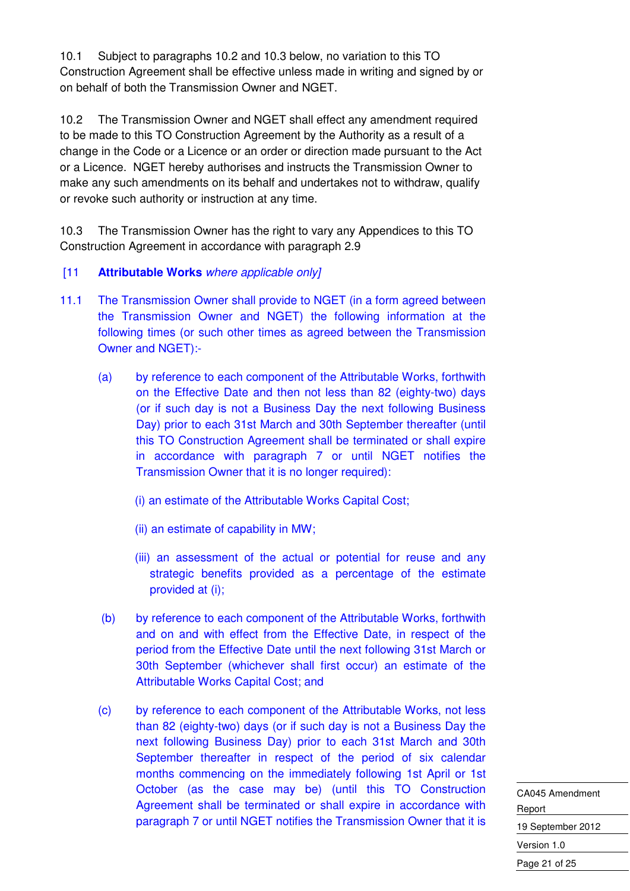10.1 Subject to paragraphs 10.2 and 10.3 below, no variation to this TO Construction Agreement shall be effective unless made in writing and signed by or on behalf of both the Transmission Owner and NGET.

10.2 The Transmission Owner and NGET shall effect any amendment required to be made to this TO Construction Agreement by the Authority as a result of a change in the Code or a Licence or an order or direction made pursuant to the Act or a Licence. NGET hereby authorises and instructs the Transmission Owner to make any such amendments on its behalf and undertakes not to withdraw, qualify or revoke such authority or instruction at any time.

10.3 The Transmission Owner has the right to vary any Appendices to this TO Construction Agreement in accordance with paragraph 2.9

[11 **Attributable Works** *where applicable only]*

11.1 The Transmission Owner shall provide to NGET (in a form agreed between the Transmission Owner and NGET) the following information at the following times (or such other times as agreed between the Transmission Owner and NGET):-

(a) by reference to each component of the Attributable Works, forthwith on the Effective Date and then not less than 82 (eighty-two) days (or if such day is not a Business Day the next following Business Day) prior to each 31st March and 30th September thereafter (until this TO Construction Agreement shall be terminated or shall expire in accordance with paragraph 7 or until NGET notifies the Transmission Owner that it is no longer required):

(i) an estimate of the Attributable Works Capital Cost;

(ii) an estimate of capability in MW;

(iii) an assessment of the actual or potential for reuse and any strategic benefits provided as a percentage of the estimate provided at (i);

(b) by reference to each component of the Attributable Works, forthwith and on and with effect from the Effective Date, in respect of the period from the Effective Date until the next following 31st March or 30th September (whichever shall first occur) an estimate of the Attributable Works Capital Cost; and

(c) by reference to each component of the Attributable Works, not less than 82 (eighty-two) days (or if such day is not a Business Day the next following Business Day) prior to each 31st March and 30th September thereafter in respect of the period of six calendar months commencing on the immediately following 1st April or 1st October (as the case may be) (until this TO Construction Agreement shall be terminated or shall expire in accordance with paragraph 7 or until NGET notifies the Transmission Owner that it is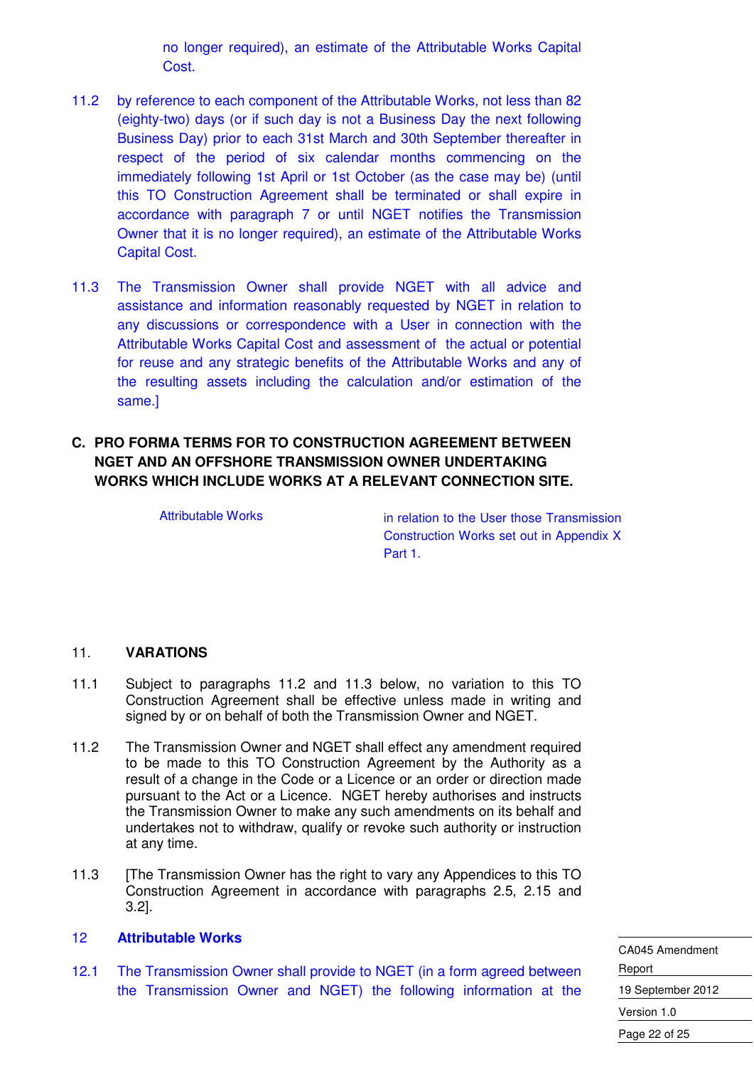no longer required), an estimate of the Attributable Works Capital Cost.

11.2 by reference to each component of the Attributable Works, not less than 82 (eighty-two) days (or if such day is not a Business Day the next following Business Day) prior to each 31st March and 30th September thereafter in respect of the period of six calendar months commencing on the immediately following 1st April or 1st October (as the case may be) (until this TO Construction Agreement shall be terminated or shall expire in accordance with paragraph 7 or until NGET notifies the Transmission Owner that it is no longer required), an estimate of the Attributable Works Capital Cost.

11.3 The Transmission Owner shall provide NGET with all advice and assistance and information reasonably requested by NGET in relation to any discussions or correspondence with a User in connection with the Attributable Works Capital Cost and assessment of the actual or potential for reuse and any strategic benefits of the Attributable Works and any of the resulting assets including the calculation and/or estimation of the same.]

## C. PRO FORMA TERMS FOR TO CONSTRUCTION AGREEMENT BETWEEN NGET AND AN OFFSHORE TRANSMISSION OWNER UNDERTAKING WORKS WHICH INCLUDE WORKS AT A RELEVANT CONNECTION SITE.

| | |
|---|---|
| Attributable Works | in relation to the User those Transmission Construction Works set out in Appendix X Part 1. |

### 11. VARIATIONS

11.1 Subject to paragraphs 11.2 and 11.3 below, no variation to this TO Construction Agreement shall be effective unless made in writing and signed by or on behalf of both the Transmission Owner and NGET.

11.2 The Transmission Owner and NGET shall effect any amendment required to be made to this TO Construction Agreement by the Authority as a result of a change in the Code or a Licence or an order or direction made pursuant to the Act or a Licence. NGET hereby authorises and instructs the Transmission Owner to make any such amendments on its behalf and undertakes not to withdraw, qualify or revoke such authority or instruction at any time.

11.3 [The Transmission Owner has the right to vary any Appendices to this TO Construction Agreement in accordance with paragraphs 2.5, 2.15 and 3.2].

### 12 Attributable Works

12.1 The Transmission Owner shall provide to NGET (in a form agreed between the Transmission Owner and NGET) the following information at the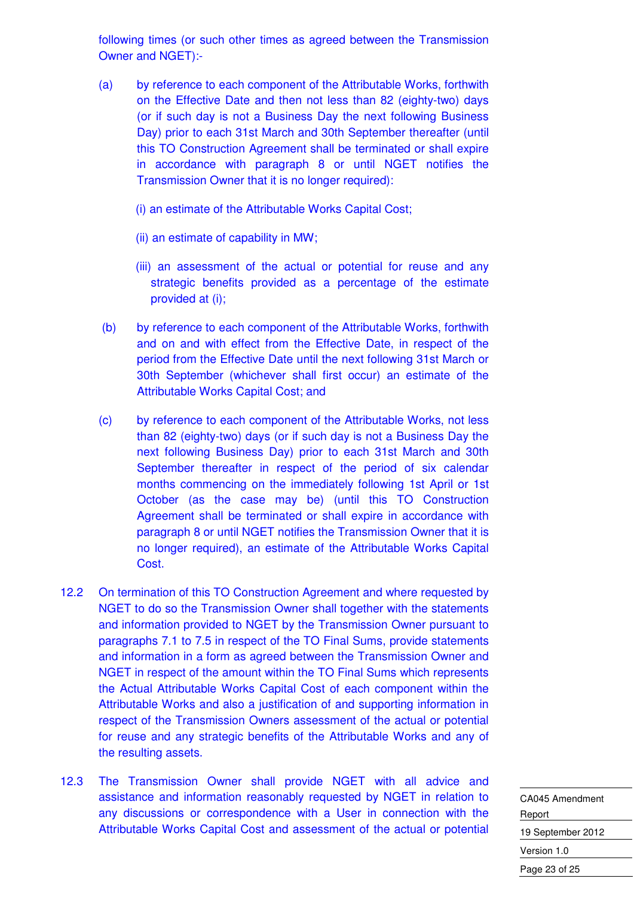following times (or such other times as agreed between the Transmission Owner and NGET):-

(a) by reference to each component of the Attributable Works, forthwith on the Effective Date and then not less than 82 (eighty-two) days (or if such day is not a Business Day the next following Business Day) prior to each 31st March and 30th September thereafter (until this TO Construction Agreement shall be terminated or shall expire in accordance with paragraph 8 or until NGET notifies the Transmission Owner that it is no longer required):

(i) an estimate of the Attributable Works Capital Cost;

(ii) an estimate of capability in MW;

(iii) an assessment of the actual or potential for reuse and any strategic benefits provided as a percentage of the estimate provided at (i);

(b) by reference to each component of the Attributable Works, forthwith and on and with effect from the Effective Date, in respect of the period from the Effective Date until the next following 31st March or 30th September (whichever shall first occur) an estimate of the Attributable Works Capital Cost; and

(c) by reference to each component of the Attributable Works, not less than 82 (eighty-two) days (or if such day is not a Business Day the next following Business Day) prior to each 31st March and 30th September thereafter in respect of the period of six calendar months commencing on the immediately following 1st April or 1st October (as the case may be) (until this TO Construction Agreement shall be terminated or shall expire in accordance with paragraph 8 or until NGET notifies the Transmission Owner that it is no longer required), an estimate of the Attributable Works Capital Cost.

12.2 On termination of this TO Construction Agreement and where requested by NGET to do so the Transmission Owner shall together with the statements and information provided to NGET by the Transmission Owner pursuant to paragraphs 7.1 to 7.5 in respect of the TO Final Sums, provide statements and information in a form as agreed between the Transmission Owner and NGET in respect of the amount within the TO Final Sums which represents the Actual Attributable Works Capital Cost of each component within the Attributable Works and also a justification of and supporting information in respect of the Transmission Owners assessment of the actual or potential for reuse and any strategic benefits of the Attributable Works and any of the resulting assets.

12.3 The Transmission Owner shall provide NGET with all advice and assistance and information reasonably requested by NGET in relation to any discussions or correspondence with a User in connection with the Attributable Works Capital Cost and assessment of the actual or potential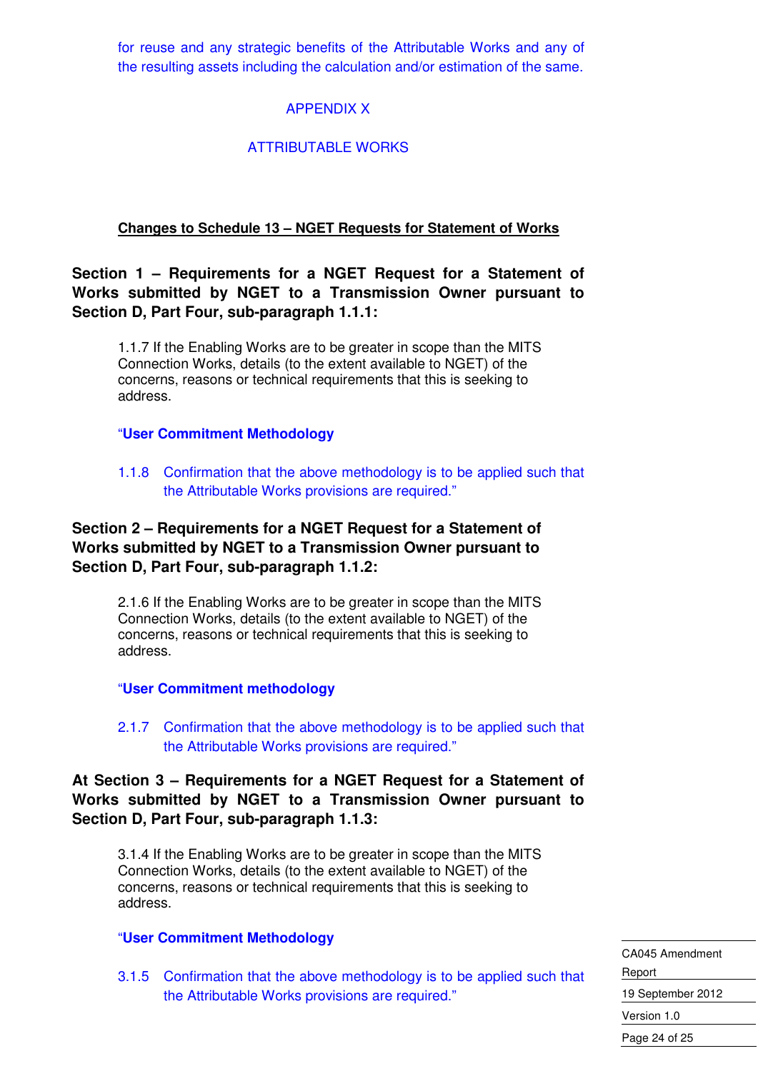for reuse and any strategic benefits of the Attributable Works and any of the resulting assets including the calculation and/or estimation of the same.

APPENDIX X

ATTRIBUTABLE WORKS

**Changes to Schedule 13 – NGET Requests for Statement of Works**

**Section 1 – Requirements for a NGET Request for a Statement of Works submitted by NGET to a Transmission Owner pursuant to Section D, Part Four, sub-paragraph 1.1.1:**

1.1.7 If the Enabling Works are to be greater in scope than the MITS Connection Works, details (to the extent available to NGET) of the concerns, reasons or technical requirements that this is seeking to address.

"**User Commitment Methodology**

1.1.8 Confirmation that the above methodology is to be applied such that the Attributable Works provisions are required."

**Section 2 – Requirements for a NGET Request for a Statement of Works submitted by NGET to a Transmission Owner pursuant to Section D, Part Four, sub-paragraph 1.1.2:**

2.1.6 If the Enabling Works are to be greater in scope than the MITS Connection Works, details (to the extent available to NGET) of the concerns, reasons or technical requirements that this is seeking to address.

"**User Commitment methodology**

2.1.7 Confirmation that the above methodology is to be applied such that the Attributable Works provisions are required."

**At Section 3 – Requirements for a NGET Request for a Statement of Works submitted by NGET to a Transmission Owner pursuant to Section D, Part Four, sub-paragraph 1.1.3:**

3.1.4 If the Enabling Works are to be greater in scope than the MITS Connection Works, details (to the extent available to NGET) of the concerns, reasons or technical requirements that this is seeking to address.

"**User Commitment Methodology**

3.1.5 Confirmation that the above methodology is to be applied such that the Attributable Works provisions are required."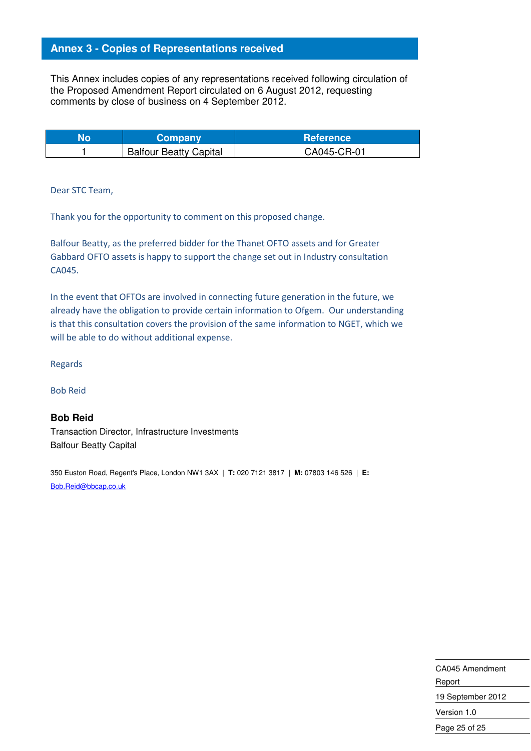## Annex 3 - Copies of Representations received

This Annex includes copies of any representations received following circulation of the Proposed Amendment Report circulated on 6 August 2012, requesting comments by close of business on 4 September 2012.

| No | Company | Reference |
|---|---|---|
| 1 | Balfour Beatty Capital | CA045-CR-01 |

Dear STC Team,

Thank you for the opportunity to comment on this proposed change.

Balfour Beatty, as the preferred bidder for the Thanet OFTO assets and for Greater Gabbard OFTO assets is happy to support the change set out in Industry consultation CA045.

In the event that OFTOs are involved in connecting future generation in the future, we already have the obligation to provide certain information to Ofgem. Our understanding is that this consultation covers the provision of the same information to NGET, which we will be able to do without additional expense.

Regards

Bob Reid

**Bob Reid**
Transaction Director, Infrastructure Investments
Balfour Beatty Capital

350 Euston Road, Regent's Place, London NW1 3AX | **T:** 020 7121 3817 | **M:** 07803 146 526 | **E:** Bob.Reid@bbcap.co.uk